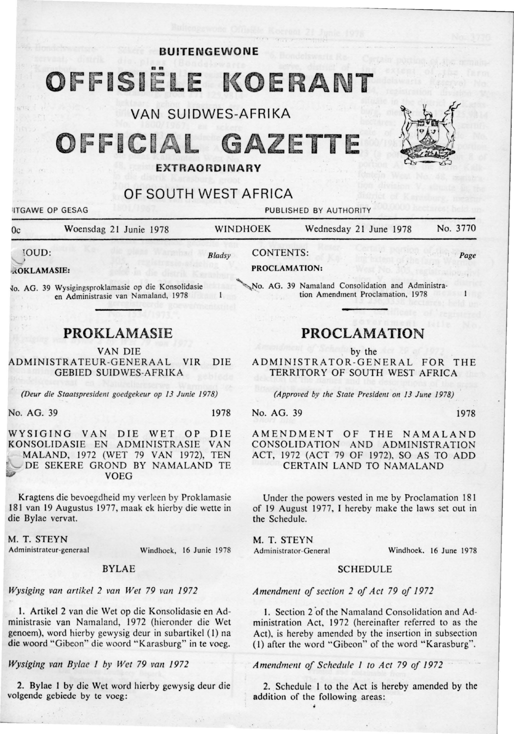# BUITENGEWONE OFFISIËLE KOERANT VAN SUIDWES-AFRIKA

# OFFICIAL GAZETTE EXTRAORDINARY OF SOUTH WEST AFRICA

UITGAWE OP GESAG — PUBLISHED BY AUTHORITY

0c — Woensdag 21 Junie 1978 — WINDHOEK — Wednesday 21 June 1978 — No. 3770

INHOUD: — *Bladsy*

PROKLAMASIE:

No. AG. 39 Wysigingsproklamasie op die Konsolidasie en Administrasie van Namaland, 1978 — 1

CONTENTS: — *Page*

PROCLAMATION:

No. AG. 39 Namaland Consolidation and Administration Amendment Proclamation, 1978 — 1

## PROKLAMASIE

VAN DIE

ADMINISTRATEUR-GENERAAL VIR DIE GEBIED SUIDWES-AFRIKA

*(Deur die Staatspresident goedgekeur op 13 Junie 1978)*

No. AG. 39 — 1978

WYSIGING VAN DIE WET OP DIE KONSOLIDASIE EN ADMINISTRASIE VAN NAMALAND, 1972 (WET 79 VAN 1972), TEN EINDE SEKERE GROND BY NAMALAND TE VOEG

Kragtens die bevoegdheid my verleen by Proklamasie 181 van 19 Augustus 1977, maak ek hierby die wette in die Bylae vervat.

M. T. STEYN
Administrateur-generaal — Windhoek, 16 Junie 1978

BYLAE

*Wysiging van artikel 2 van Wet 79 van 1972*

1. Artikel 2 van die Wet op die Konsolidasie en Administrasie van Namaland, 1972 (hieronder die Wet genoem), word hierby gewysig deur in subartikel (1) na die woord "Gibeon" die woord "Karasburg" in te voeg.

*Wysiging van Bylae 1 by Wet 79 van 1972*

2. Bylae 1 by die Wet word hierby gewysig deur die volgende gebiede by te voeg:

## PROCLAMATION

by the

ADMINISTRATOR-GENERAL FOR THE TERRITORY OF SOUTH WEST AFRICA

*(Approved by the State President on 13 June 1978)*

No. AG. 39 — 1978

AMENDMENT OF THE NAMALAND CONSOLIDATION AND ADMINISTRATION ACT, 1972 (ACT 79 OF 1972), SO AS TO ADD CERTAIN LAND TO NAMALAND

Under the powers vested in me by Proclamation 181 of 19 August 1977, I hereby make the laws set out in the Schedule.

M. T. STEYN
Administrator-General — Windhoek, 16 June 1978

SCHEDULE

*Amendment of section 2 of Act 79 of 1972*

1. Section 2 of the Namaland Consolidation and Administration Act, 1972 (hereinafter referred to as the Act), is hereby amended by the insertion in subsection (1) after the word "Gibeon" of the word "Karasburg".

*Amendment of Schedule 1 to Act 79 of 1972*

2. Schedule 1 to the Act is hereby amended by the addition of the following areas: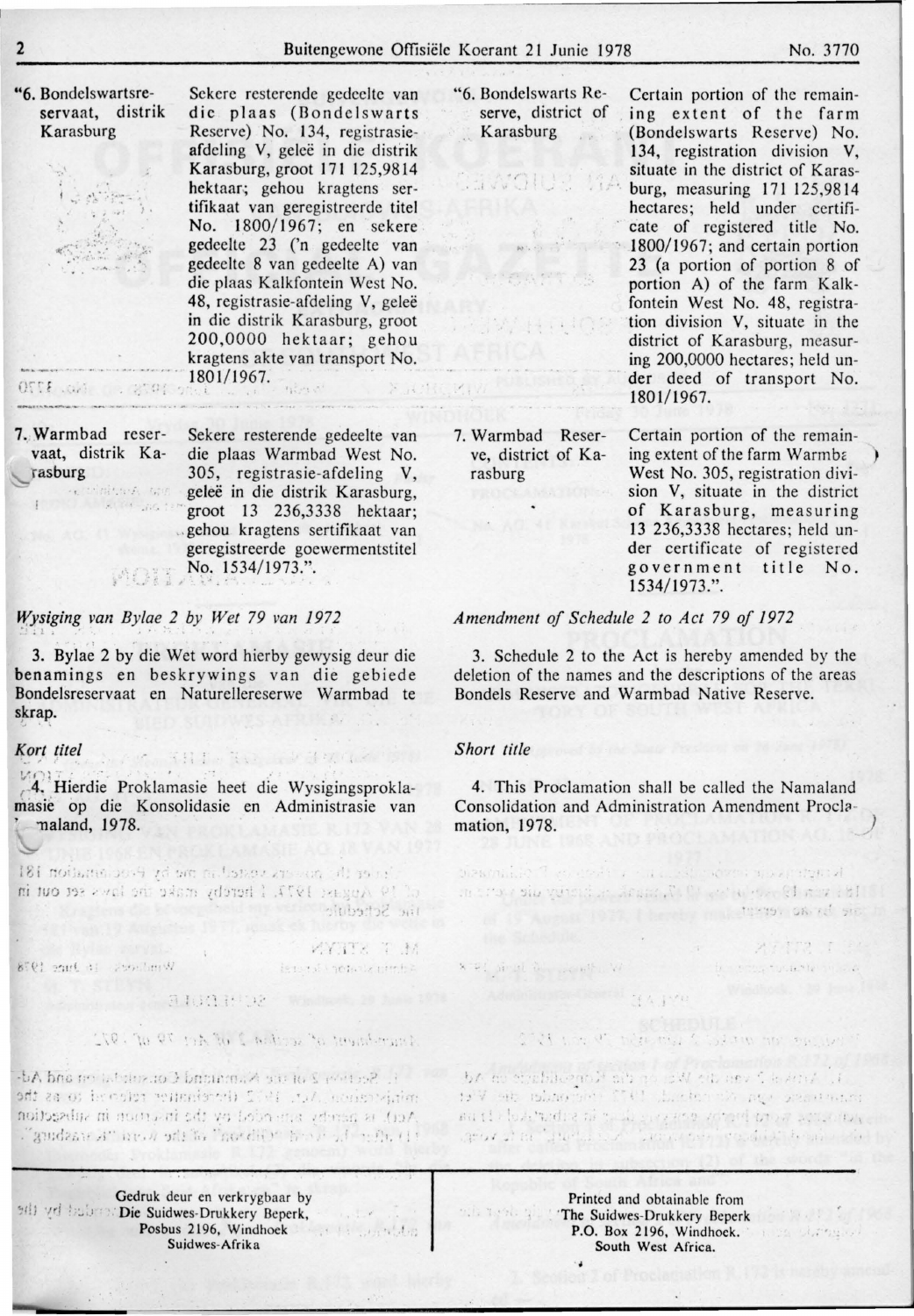| | | | |
|---|---|---|---|
| "6. Bondelswartsreservaat, distrik Karasburg | Sekere resterende gedeelte van die plaas (Bondelswarts Reserve) No. 134, registrasieafdeling V, geleë in die distrik Karasburg, groot 171 125,9814 hektaar; gehou kragtens sertifikaat van geregistreerde titel No. 1800/1967; en sekere gedeelte 23 ('n gedeelte van gedeelte 8 van gedeelte A) van die plaas Kalkfontein West No. 48, registrasie-afdeling V, geleë in die distrik Karasburg, groot 200,0000 hektaar; gehou kragtens akte van transport No. 1801/1967. | "6. Bondelswarts Reserve, district of Karasburg | Certain portion of the remaining extent of the farm (Bondelswarts Reserve) No. 134, registration division V, situate in the district of Karasburg, measuring 171 125,9814 hectares; held under certificate of registered title No. 1800/1967; and certain portion 23 (a portion of portion 8 of portion A) of the farm Kalkfontein West No. 48, registration division V, situate in the district of Karasburg, measuring 200,0000 hectares; held under deed of transport No. 1801/1967. |
| 7. Warmbad reservaat, distrik Karasburg | Sekere resterende gedeelte van die plaas Warmbad West No. 305, registrasie-afdeling V, geleë in die distrik Karasburg, groot 13 236,3338 hektaar; gehou kragtens sertifikaat van geregistreerde goewermentstitel No. 1534/1973.". | 7. Warmbad Reserve, district of Karasburg | Certain portion of the remaining extent of the farm Warmbad West No. 305, registration division V, situate in the district of Karasburg, measuring 13 236,3338 hectares; held under certificate of registered government title No. 1534/1973.". |

*Wysiging van Bylae 2 by Wet 79 van 1972*

3. Bylae 2 by die Wet word hierby gewysig deur die benamings en beskrywings van die gebiede Bondelsreservaat en Naturellereserwe Warmbad te skrap.

*Kort titel*

4. Hierdie Proklamasie heet die Wysigingsproklamasie op die Konsolidasie en Administrasie van Namaland, 1978.

*Amendment of Schedule 2 to Act 79 of 1972*

3. Schedule 2 to the Act is hereby amended by the deletion of the names and the descriptions of the areas Bondels Reserve and Warmbad Native Reserve.

*Short title*

4. This Proclamation shall be called the Namaland Consolidation and Administration Amendment Proclamation, 1978.

Gedruk deur en verkrygbaar by Die Suidwes-Drukkery Beperk, Posbus 2196, Windhoek Suidwes-Afrika

Printed and obtainable from The Suidwes-Drukkery Beperk P.O. Box 2196, Windhoek. South West Africa.